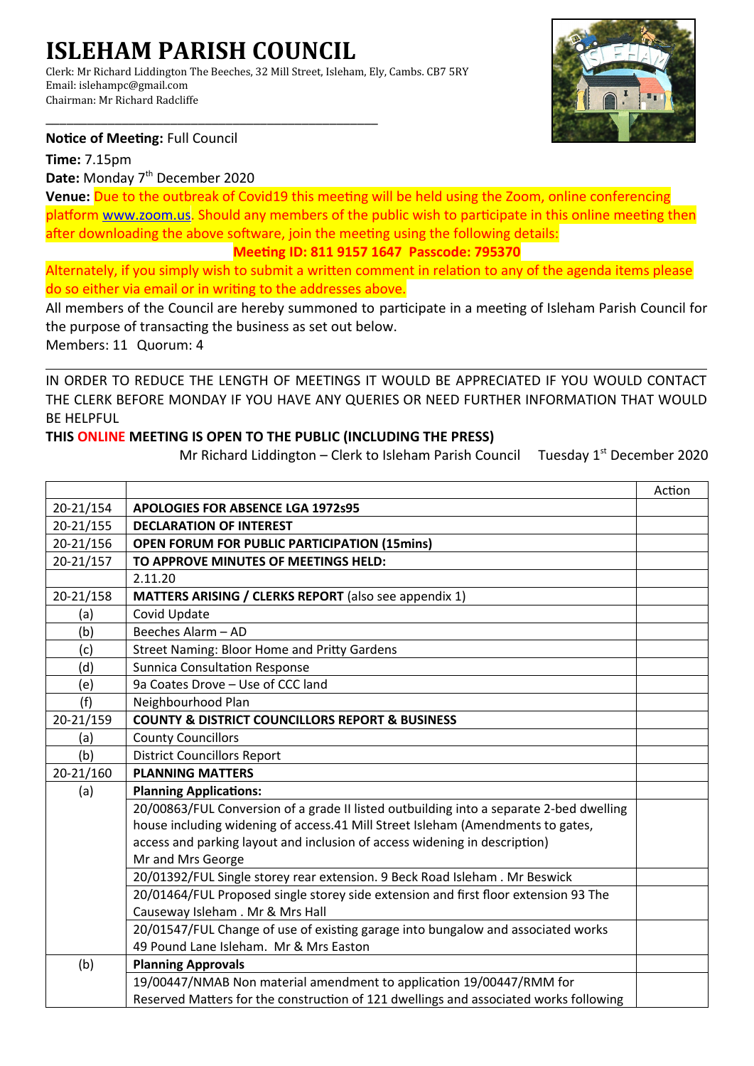# ISLEHAM PARISH COUNCIL

Clerk: Mr Richard Liddington The Beeches, 32 Mill Street, Isleham, Ely, Cambs. CB7 5RY
Email: islehampc@gmail.com
Chairman: Mr Richard Radcliffe

**Notice of Meeting:** Full Council

**Time:** 7.15pm

**Date:** Monday 7th December 2020

**Venue:** Due to the outbreak of Covid19 this meeting will be held using the Zoom, online conferencing platform www.zoom.us. Should any members of the public wish to participate in this online meeting then after downloading the above software, join the meeting using the following details:

**Meeting ID: 811 9157 1647 Passcode: 795370**

Alternately, if you simply wish to submit a written comment in relation to any of the agenda items please do so either via email or in writing to the addresses above.

All members of the Council are hereby summoned to participate in a meeting of Isleham Parish Council for the purpose of transacting the business as set out below.

Members: 11 Quorum: 4

IN ORDER TO REDUCE THE LENGTH OF MEETINGS IT WOULD BE APPRECIATED IF YOU WOULD CONTACT THE CLERK BEFORE MONDAY IF YOU HAVE ANY QUERIES OR NEED FURTHER INFORMATION THAT WOULD BE HELPFUL

**THIS ONLINE MEETING IS OPEN TO THE PUBLIC (INCLUDING THE PRESS)**

Mr Richard Liddington – Clerk to Isleham Parish Council Tuesday 1st December 2020

| | | Action |
|---|---|---|
| 20-21/154 | **APOLOGIES FOR ABSENCE LGA 1972s95** | |
| 20-21/155 | **DECLARATION OF INTEREST** | |
| 20-21/156 | **OPEN FORUM FOR PUBLIC PARTICIPATION (15mins)** | |
| 20-21/157 | **TO APPROVE MINUTES OF MEETINGS HELD:** | |
| | 2.11.20 | |
| 20-21/158 | **MATTERS ARISING / CLERKS REPORT** (also see appendix 1) | |
| (a) | Covid Update | |
| (b) | Beeches Alarm – AD | |
| (c) | Street Naming: Bloor Home and Pritty Gardens | |
| (d) | Sunnica Consultation Response | |
| (e) | 9a Coates Drove – Use of CCC land | |
| (f) | Neighbourhood Plan | |
| 20-21/159 | **COUNTY & DISTRICT COUNCILLORS REPORT & BUSINESS** | |
| (a) | County Councillors | |
| (b) | District Councillors Report | |
| 20-21/160 | **PLANNING MATTERS** | |
| (a) | **Planning Applications:** | |
| | 20/00863/FUL Conversion of a grade II listed outbuilding into a separate 2-bed dwelling house including widening of access.41 Mill Street Isleham (Amendments to gates, access and parking layout and inclusion of access widening in description) Mr and Mrs George | |
| | 20/01392/FUL Single storey rear extension. 9 Beck Road Isleham . Mr Beswick | |
| | 20/01464/FUL Proposed single storey side extension and first floor extension 93 The Causeway Isleham . Mr & Mrs Hall | |
| | 20/01547/FUL Change of use of existing garage into bungalow and associated works 49 Pound Lane Isleham. Mr & Mrs Easton | |
| (b) | **Planning Approvals** | |
| | 19/00447/NMAB Non material amendment to application 19/00447/RMM for Reserved Matters for the construction of 121 dwellings and associated works following | |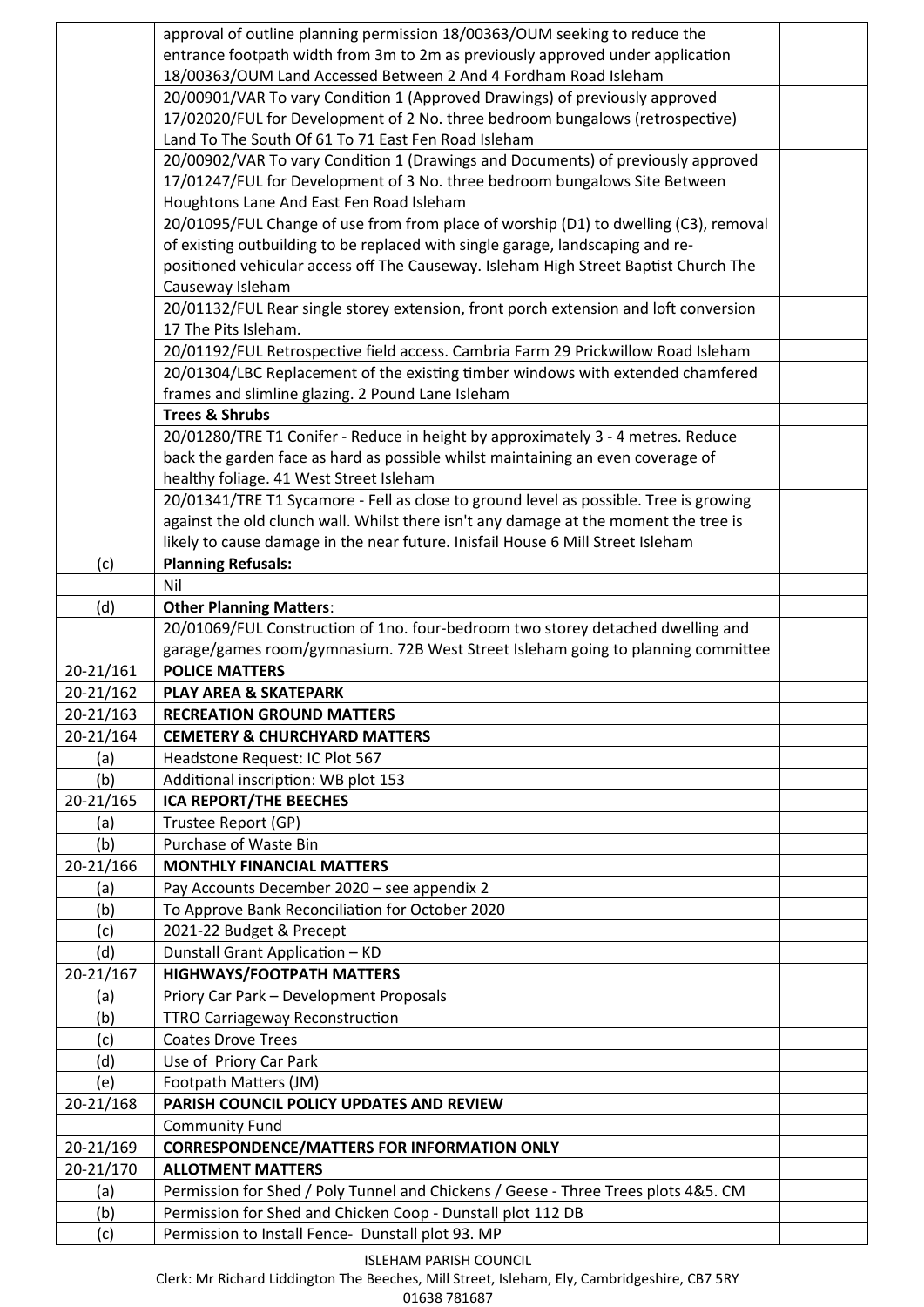| | | |
|---|---|---|
| | approval of outline planning permission 18/00363/OUM seeking to reduce the entrance footpath width from 3m to 2m as previously approved under application 18/00363/OUM Land Accessed Between 2 And 4 Fordham Road Isleham | |
| | 20/00901/VAR To vary Condition 1 (Approved Drawings) of previously approved 17/02020/FUL for Development of 2 No. three bedroom bungalows (retrospective) Land To The South Of 61 To 71 East Fen Road Isleham | |
| | 20/00902/VAR To vary Condition 1 (Drawings and Documents) of previously approved 17/01247/FUL for Development of 3 No. three bedroom bungalows Site Between Houghtons Lane And East Fen Road Isleham | |
| | 20/01095/FUL Change of use from from place of worship (D1) to dwelling (C3), removal of existing outbuilding to be replaced with single garage, landscaping and re-positioned vehicular access off The Causeway. Isleham High Street Baptist Church The Causeway Isleham | |
| | 20/01132/FUL Rear single storey extension, front porch extension and loft conversion 17 The Pits Isleham. | |
| | 20/01192/FUL Retrospective field access. Cambria Farm 29 Prickwillow Road Isleham | |
| | 20/01304/LBC Replacement of the existing timber windows with extended chamfered frames and slimline glazing. 2 Pound Lane Isleham | |
| | **Trees & Shrubs** | |
| | 20/01280/TRE T1 Conifer - Reduce in height by approximately 3 - 4 metres. Reduce back the garden face as hard as possible whilst maintaining an even coverage of healthy foliage. 41 West Street Isleham | |
| | 20/01341/TRE T1 Sycamore - Fell as close to ground level as possible. Tree is growing against the old clunch wall. Whilst there isn't any damage at the moment the tree is likely to cause damage in the near future. Inisfail House 6 Mill Street Isleham | |
| (c) | **Planning Refusals:** | |
| | Nil | |
| (d) | **Other Planning Matters**: | |
| | 20/01069/FUL Construction of 1no. four-bedroom two storey detached dwelling and garage/games room/gymnasium. 72B West Street Isleham going to planning committee | |
| 20-21/161 | **POLICE MATTERS** | |
| 20-21/162 | **PLAY AREA & SKATEPARK** | |
| 20-21/163 | **RECREATION GROUND MATTERS** | |
| 20-21/164 | **CEMETERY & CHURCHYARD MATTERS** | |
| (a) | Headstone Request: IC Plot 567 | |
| (b) | Additional inscription: WB plot 153 | |
| 20-21/165 | **ICA REPORT/THE BEECHES** | |
| (a) | Trustee Report (GP) | |
| (b) | Purchase of Waste Bin | |
| 20-21/166 | **MONTHLY FINANCIAL MATTERS** | |
| (a) | Pay Accounts December 2020 – see appendix 2 | |
| (b) | To Approve Bank Reconciliation for October 2020 | |
| (c) | 2021-22 Budget & Precept | |
| (d) | Dunstall Grant Application – KD | |
| 20-21/167 | **HIGHWAYS/FOOTPATH MATTERS** | |
| (a) | Priory Car Park – Development Proposals | |
| (b) | TTRO Carriageway Reconstruction | |
| (c) | Coates Drove Trees | |
| (d) | Use of Priory Car Park | |
| (e) | Footpath Matters (JM) | |
| 20-21/168 | **PARISH COUNCIL POLICY UPDATES AND REVIEW** | |
| | Community Fund | |
| 20-21/169 | **CORRESPONDENCE/MATTERS FOR INFORMATION ONLY** | |
| 20-21/170 | **ALLOTMENT MATTERS** | |
| (a) | Permission for Shed / Poly Tunnel and Chickens / Geese - Three Trees plots 4&5. CM | |
| (b) | Permission for Shed and Chicken Coop - Dunstall plot 112 DB | |
| (c) | Permission to Install Fence- Dunstall plot 93. MP | |

ISLEHAM PARISH COUNCIL
Clerk: Mr Richard Liddington The Beeches, Mill Street, Isleham, Ely, Cambridgeshire, CB7 5RY
01638 781687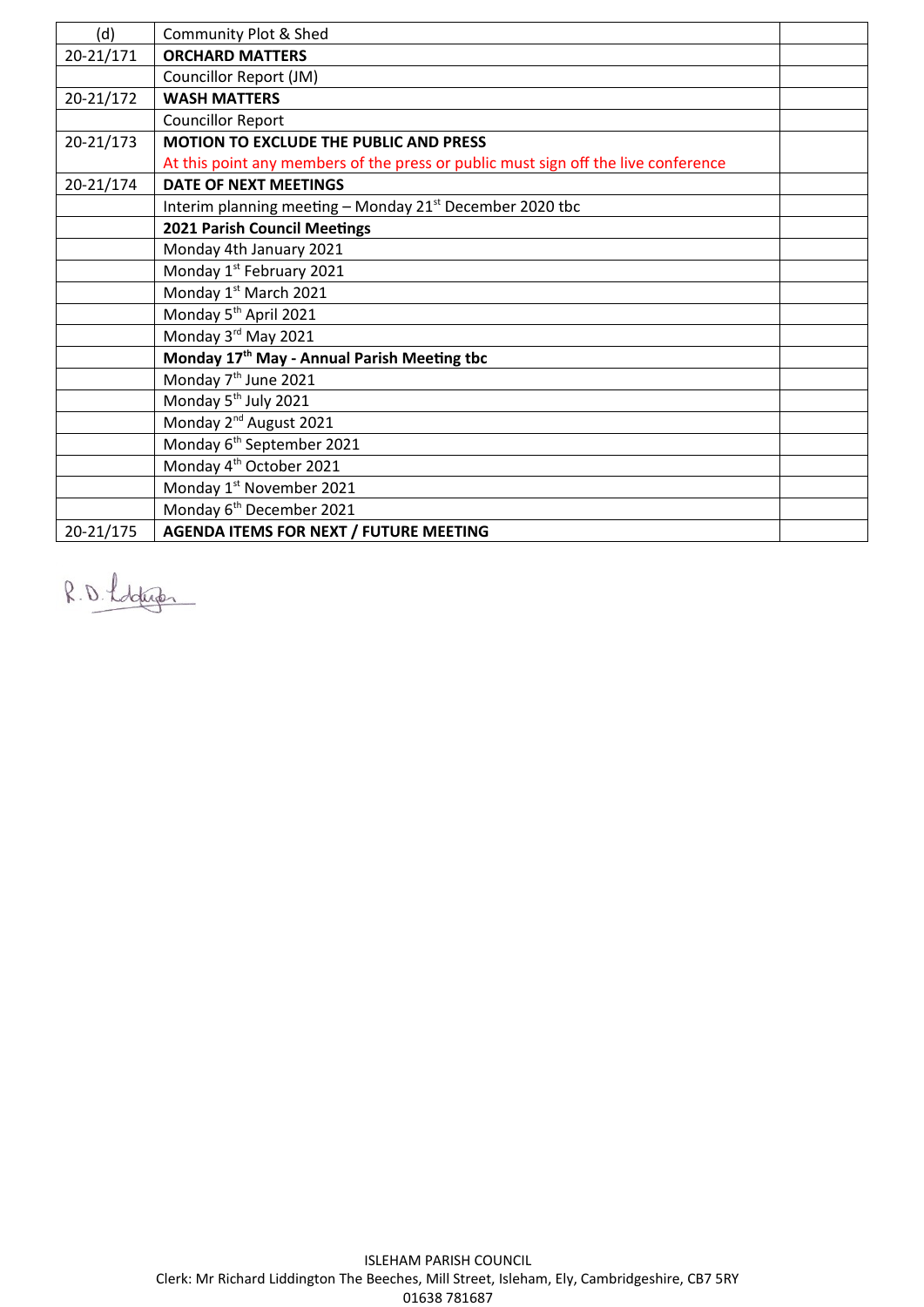| (d) | Community Plot & Shed | |
|---|---|---|
| 20-21/171 | **ORCHARD MATTERS** | |
| | Councillor Report (JM) | |
| 20-21/172 | **WASH MATTERS** | |
| | Councillor Report | |
| 20-21/173 | **MOTION TO EXCLUDE THE PUBLIC AND PRESS**<br>At this point any members of the press or public must sign off the live conference | |
| 20-21/174 | **DATE OF NEXT MEETINGS** | |
| | Interim planning meeting – Monday 21st December 2020 tbc | |
| | **2021 Parish Council Meetings** | |
| | Monday 4th January 2021 | |
| | Monday 1st February 2021 | |
| | Monday 1st March 2021 | |
| | Monday 5th April 2021 | |
| | Monday 3rd May 2021 | |
| | **Monday 17th May - Annual Parish Meeting tbc** | |
| | Monday 7th June 2021 | |
| | Monday 5th July 2021 | |
| | Monday 2nd August 2021 | |
| | Monday 6th September 2021 | |
| | Monday 4th October 2021 | |
| | Monday 1st November 2021 | |
| | Monday 6th December 2021 | |
| 20-21/175 | **AGENDA ITEMS FOR NEXT / FUTURE MEETING** | |

R.D. Liddington

ISLEHAM PARISH COUNCIL
Clerk: Mr Richard Liddington The Beeches, Mill Street, Isleham, Ely, Cambridgeshire, CB7 5RY
01638 781687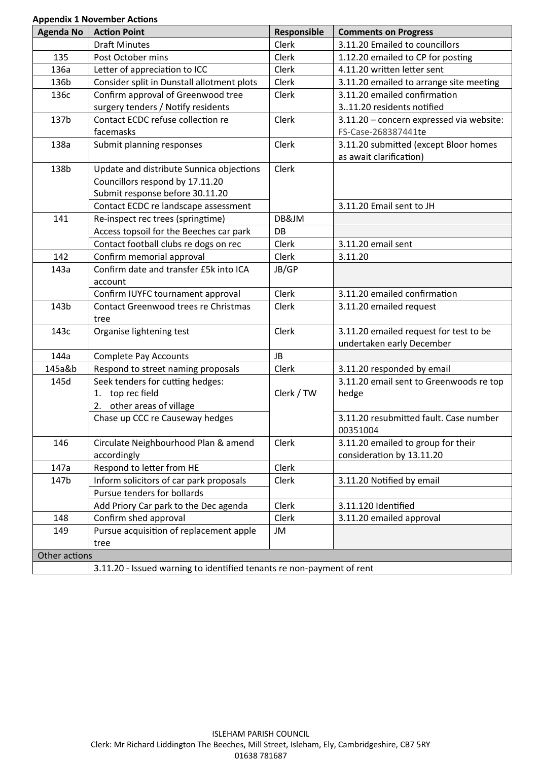**Appendix 1 November Actions**

| Agenda No | Action Point | Responsible | Comments on Progress |
|---|---|---|---|
| | Draft Minutes | Clerk | 3.11.20 Emailed to councillors |
| 135 | Post October mins | Clerk | 1.12.20 emailed to CP for posting |
| 136a | Letter of appreciation to ICC | Clerk | 4.11.20 written letter sent |
| 136b | Consider split in Dunstall allotment plots | Clerk | 3.11.20 emailed to arrange site meeting |
| 136c | Confirm approval of Greenwood tree surgery tenders / Notify residents | Clerk | 3.11.20 emailed confirmation<br>3..11.20 residents notified |
| 137b | Contact ECDC refuse collection re facemasks | Clerk | 3.11.20 – concern expressed via website: FS-Case-268387441te |
| 138a | Submit planning responses | Clerk | 3.11.20 submitted (except Bloor homes as await clarification) |
| 138b | Update and distribute Sunnica objections<br>Councillors respond by 17.11.20<br>Submit response before 30.11.20 | Clerk | |
| | Contact ECDC re landscape assessment | | 3.11.20 Email sent to JH |
| 141 | Re-inspect rec trees (springtime) | DB&JM | |
| | Access topsoil for the Beeches car park | DB | |
| | Contact football clubs re dogs on rec | Clerk | 3.11.20 email sent |
| 142 | Confirm memorial approval | Clerk | 3.11.20 |
| 143a | Confirm date and transfer £5k into ICA account | JB/GP | |
| | Confirm IUYFC tournament approval | Clerk | 3.11.20 emailed confirmation |
| 143b | Contact Greenwood trees re Christmas tree | Clerk | 3.11.20 emailed request |
| 143c | Organise lightening test | Clerk | 3.11.20 emailed request for test to be undertaken early December |
| 144a | Complete Pay Accounts | JB | |
| 145a&b | Respond to street naming proposals | Clerk | 3.11.20 responded by email |
| 145d | Seek tenders for cutting hedges:<br>1. top rec field<br>2. other areas of village | Clerk / TW | 3.11.20 email sent to Greenwoods re top hedge |
| | Chase up CCC re Causeway hedges | | 3.11.20 resubmitted fault. Case number 00351004 |
| 146 | Circulate Neighbourhood Plan & amend accordingly | Clerk | 3.11.20 emailed to group for their consideration by 13.11.20 |
| 147a | Respond to letter from HE | Clerk | |
| 147b | Inform solicitors of car park proposals | Clerk | 3.11.20 Notified by email |
| | Pursue tenders for bollards | | |
| | Add Priory Car park to the Dec agenda | Clerk | 3.11.120 Identified |
| 148 | Confirm shed approval | Clerk | 3.11.20 emailed approval |
| 149 | Pursue acquisition of replacement apple tree | JM | |
| Other actions | | | |
| | 3.11.20 - Issued warning to identified tenants re non-payment of rent | | |

ISLEHAM PARISH COUNCIL
Clerk: Mr Richard Liddington The Beeches, Mill Street, Isleham, Ely, Cambridgeshire, CB7 5RY
01638 781687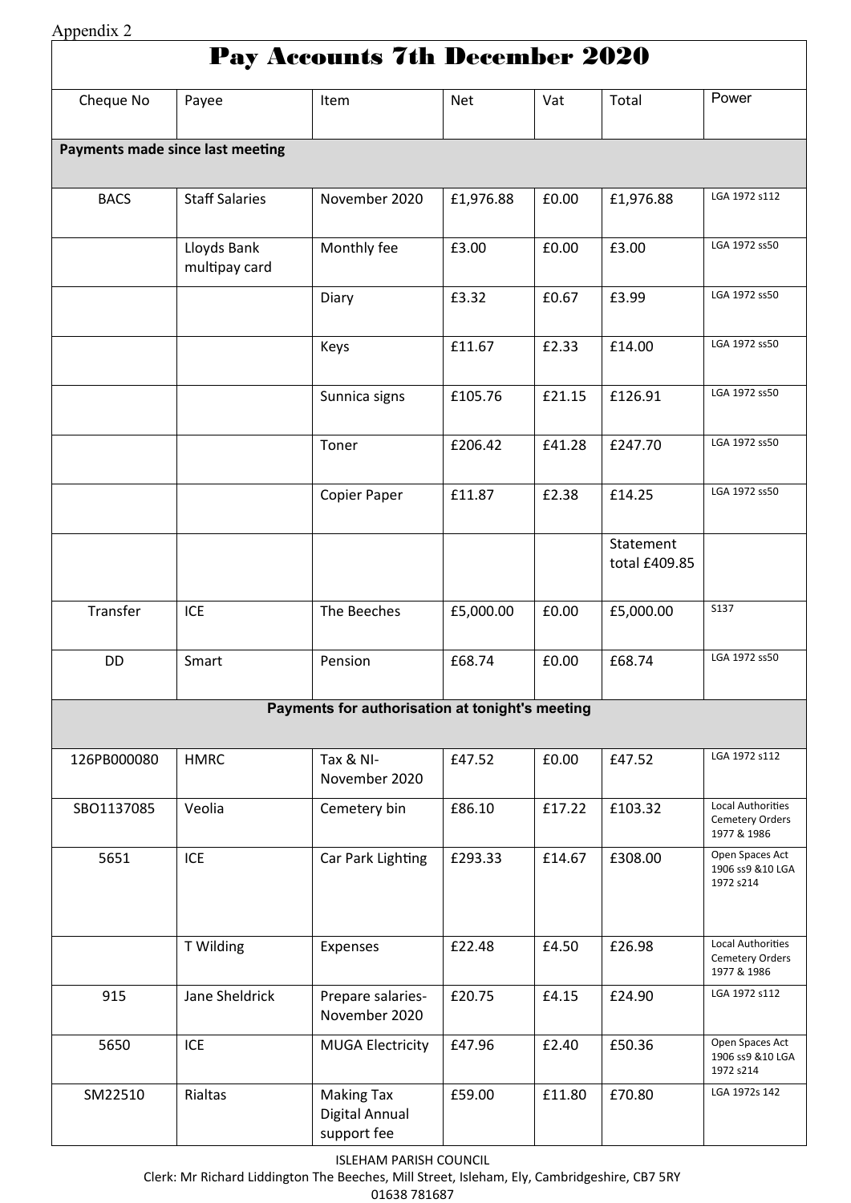Appendix 2

# Pay Accounts 7th December 2020

| Cheque No | Payee | Item | Net | Vat | Total | Power |
|---|---|---|---|---|---|---|
| **Payments made since last meeting** | | | | | | |
| BACS | Staff Salaries | November 2020 | £1,976.88 | £0.00 | £1,976.88 | LGA 1972 s112 |
| | Lloyds Bank multipay card | Monthly fee | £3.00 | £0.00 | £3.00 | LGA 1972 ss50 |
| | | Diary | £3.32 | £0.67 | £3.99 | LGA 1972 ss50 |
| | | Keys | £11.67 | £2.33 | £14.00 | LGA 1972 ss50 |
| | | Sunnica signs | £105.76 | £21.15 | £126.91 | LGA 1972 ss50 |
| | | Toner | £206.42 | £41.28 | £247.70 | LGA 1972 ss50 |
| | | Copier Paper | £11.87 | £2.38 | £14.25 | LGA 1972 ss50 |
| | | | | | Statement total £409.85 | |
| Transfer | ICE | The Beeches | £5,000.00 | £0.00 | £5,000.00 | S137 |
| DD | Smart | Pension | £68.74 | £0.00 | £68.74 | LGA 1972 ss50 |
| **Payments for authorisation at tonight's meeting** | | | | | | |
| 126PB000080 | HMRC | Tax & NI- November 2020 | £47.52 | £0.00 | £47.52 | LGA 1972 s112 |
| SBO1137085 | Veolia | Cemetery bin | £86.10 | £17.22 | £103.32 | Local Authorities Cemetery Orders 1977 & 1986 |
| 5651 | ICE | Car Park Lighting | £293.33 | £14.67 | £308.00 | Open Spaces Act 1906 ss9 &10 LGA 1972 s214 |
| | T Wilding | Expenses | £22.48 | £4.50 | £26.98 | Local Authorities Cemetery Orders 1977 & 1986 |
| 915 | Jane Sheldrick | Prepare salaries- November 2020 | £20.75 | £4.15 | £24.90 | LGA 1972 s112 |
| 5650 | ICE | MUGA Electricity | £47.96 | £2.40 | £50.36 | Open Spaces Act 1906 ss9 &10 LGA 1972 s214 |
| SM22510 | Rialtas | Making Tax Digital Annual support fee | £59.00 | £11.80 | £70.80 | LGA 1972s 142 |

ISLEHAM PARISH COUNCIL
Clerk: Mr Richard Liddington The Beeches, Mill Street, Isleham, Ely, Cambridgeshire, CB7 5RY
01638 781687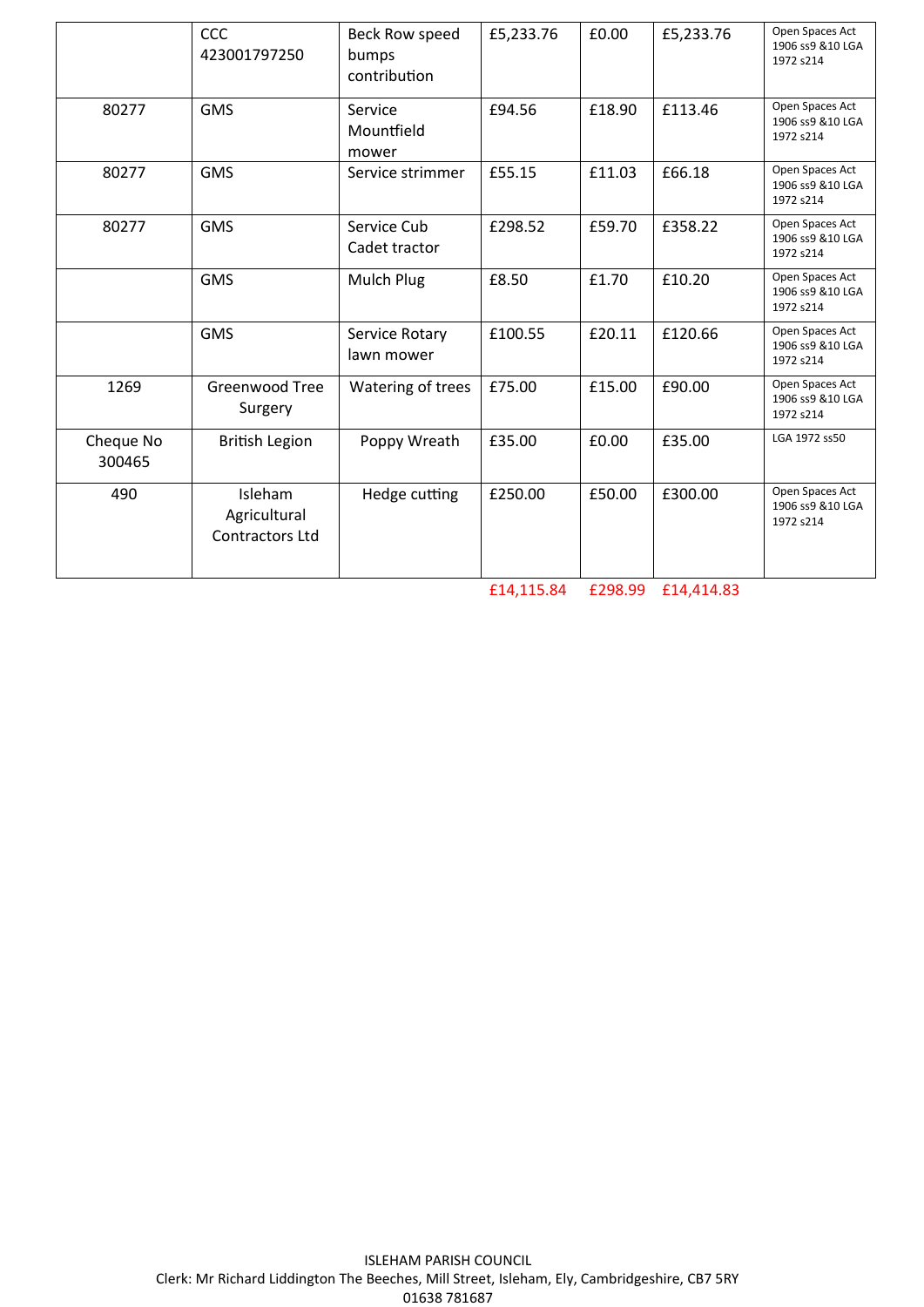| | | | | | | |
|---|---|---|---|---|---|---|
| | CCC 423001797250 | Beck Row speed bumps contribution | £5,233.76 | £0.00 | £5,233.76 | Open Spaces Act 1906 ss9 &10 LGA 1972 s214 |
| 80277 | GMS | Service Mountfield mower | £94.56 | £18.90 | £113.46 | Open Spaces Act 1906 ss9 &10 LGA 1972 s214 |
| 80277 | GMS | Service strimmer | £55.15 | £11.03 | £66.18 | Open Spaces Act 1906 ss9 &10 LGA 1972 s214 |
| 80277 | GMS | Service Cub Cadet tractor | £298.52 | £59.70 | £358.22 | Open Spaces Act 1906 ss9 &10 LGA 1972 s214 |
| | GMS | Mulch Plug | £8.50 | £1.70 | £10.20 | Open Spaces Act 1906 ss9 &10 LGA 1972 s214 |
| | GMS | Service Rotary lawn mower | £100.55 | £20.11 | £120.66 | Open Spaces Act 1906 ss9 &10 LGA 1972 s214 |
| 1269 | Greenwood Tree Surgery | Watering of trees | £75.00 | £15.00 | £90.00 | Open Spaces Act 1906 ss9 &10 LGA 1972 s214 |
| Cheque No 300465 | British Legion | Poppy Wreath | £35.00 | £0.00 | £35.00 | LGA 1972 ss50 |
| 490 | Isleham Agricultural Contractors Ltd | Hedge cutting | £250.00 | £50.00 | £300.00 | Open Spaces Act 1906 ss9 &10 LGA 1972 s214 |
| | | | £14,115.84 | £298.99 | £14,414.83 | |

ISLEHAM PARISH COUNCIL
Clerk: Mr Richard Liddington The Beeches, Mill Street, Isleham, Ely, Cambridgeshire, CB7 5RY
01638 781687